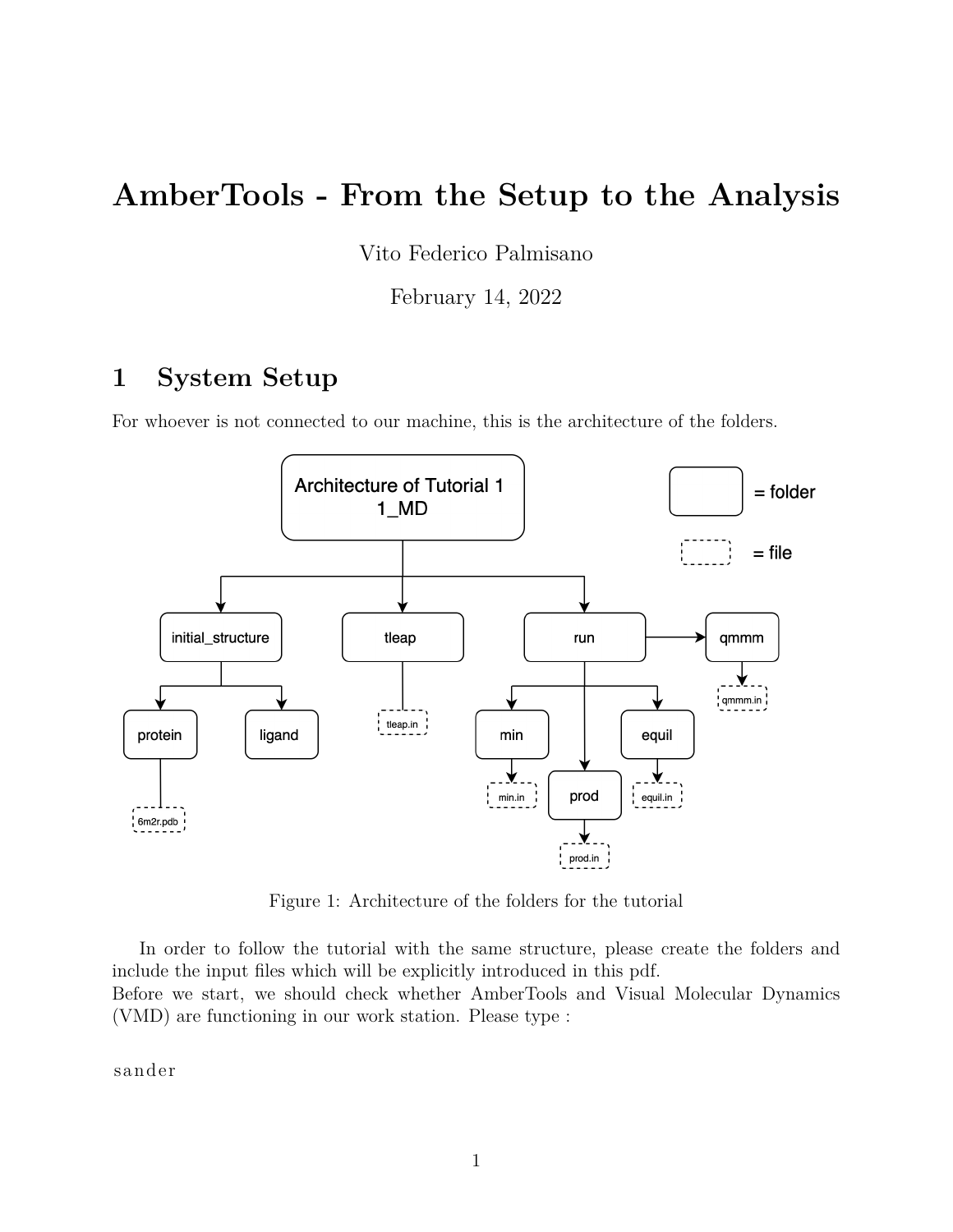# AmberTools - From the Setup to the Analysis

Vito Federico Palmisano

February 14, 2022

## 1 System Setup

For whoever is not connected to our machine, this is the architecture of the folders.

Figure 1: Architecture of the folders for the tutorial

In order to follow the tutorial with the same structure, please create the folders and include the input files which will be explicitly introduced in this pdf.
Before we start, we should check whether AmberTools and Visual Molecular Dynamics (VMD) are functioning in our work station. Please type :

```
sander
```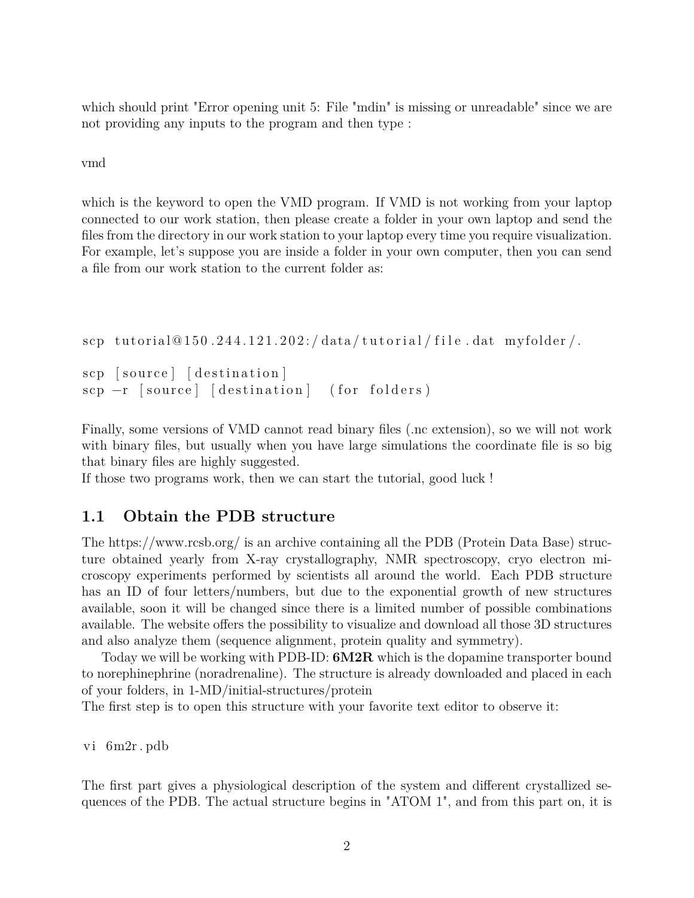which should print "Error opening unit 5: File "mdin" is missing or unreadable" since we are not providing any inputs to the program and then type :

vmd

which is the keyword to open the VMD program. If VMD is not working from your laptop connected to our work station, then please create a folder in your own laptop and send the files from the directory in our work station to your laptop every time you require visualization. For example, let's suppose you are inside a folder in your own computer, then you can send a file from our work station to the current folder as:

```
scp tutorial@150.244.121.202:/data/tutorial/file.dat myfolder/.

scp [source] [destination]
scp -r [source] [destination]   (for folders)
```

Finally, some versions of VMD cannot read binary files (.nc extension), so we will not work with binary files, but usually when you have large simulations the coordinate file is so big that binary files are highly suggested.
If those two programs work, then we can start the tutorial, good luck !

## 1.1 Obtain the PDB structure

The https://www.rcsb.org/ is an archive containing all the PDB (Protein Data Base) structure obtained yearly from X-ray crystallography, NMR spectroscopy, cryo electron microscopy experiments performed by scientists all around the world. Each PDB structure has an ID of four letters/numbers, but due to the exponential growth of new structures available, soon it will be changed since there is a limited number of possible combinations available. The website offers the possibility to visualize and download all those 3D structures and also analyze them (sequence alignment, protein quality and symmetry).

Today we will be working with PDB-ID: **6M2R** which is the dopamine transporter bound to norephinephrine (noradrenaline). The structure is already downloaded and placed in each of your folders, in 1-MD/initial-structures/protein
The first step is to open this structure with your favorite text editor to observe it:

```
vi 6m2r.pdb
```

The first part gives a physiological description of the system and different crystallized sequences of the PDB. The actual structure begins in "ATOM 1", and from this part on, it is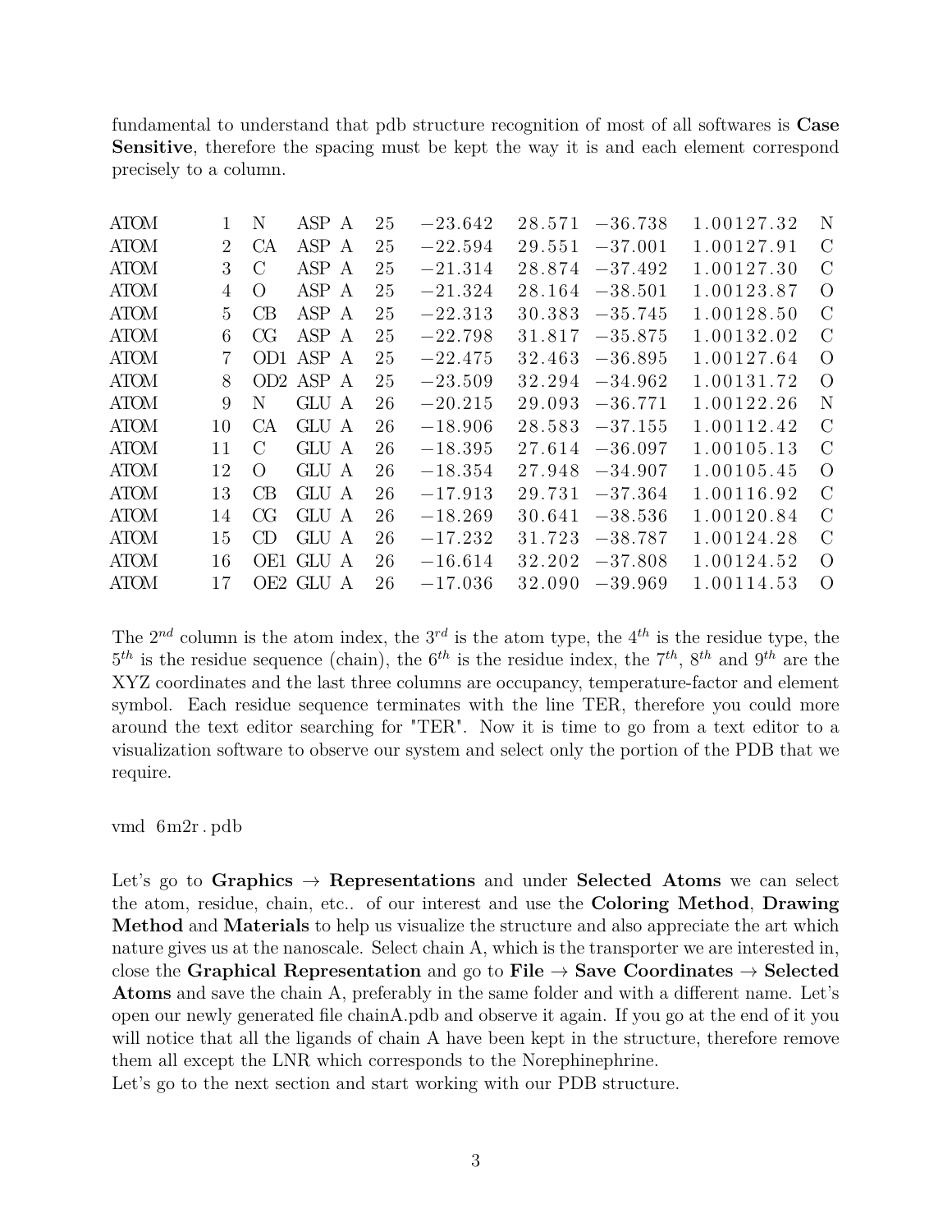fundamental to understand that pdb structure recognition of most of all softwares is **Case Sensitive**, therefore the spacing must be kept the way it is and each element correspond precisely to a column.

```
ATOM      1  N   ASP A  25     -23.642  28.571 -36.738  1.00127.32           N
ATOM      2  CA  ASP A  25     -22.594  29.551 -37.001  1.00127.91           C
ATOM      3  C   ASP A  25     -21.314  28.874 -37.492  1.00127.30           C
ATOM      4  O   ASP A  25     -21.324  28.164 -38.501  1.00123.87           O
ATOM      5  CB  ASP A  25     -22.313  30.383 -35.745  1.00128.50           C
ATOM      6  CG  ASP A  25     -22.798  31.817 -35.875  1.00132.02           C
ATOM      7  OD1 ASP A  25     -22.475  32.463 -36.895  1.00127.64           O
ATOM      8  OD2 ASP A  25     -23.509  32.294 -34.962  1.00131.72           O
ATOM      9  N   GLU A  26     -20.215  29.093 -36.771  1.00122.26           N
ATOM     10  CA  GLU A  26     -18.906  28.583 -37.155  1.00112.42           C
ATOM     11  C   GLU A  26     -18.395  27.614 -36.097  1.00105.13           C
ATOM     12  O   GLU A  26     -18.354  27.948 -34.907  1.00105.45           O
ATOM     13  CB  GLU A  26     -17.913  29.731 -37.364  1.00116.92           C
ATOM     14  CG  GLU A  26     -18.269  30.641 -38.536  1.00120.84           C
ATOM     15  CD  GLU A  26     -17.232  31.723 -38.787  1.00124.28           C
ATOM     16  OE1 GLU A  26     -16.614  32.202 -37.808  1.00124.52           O
ATOM     17  OE2 GLU A  26     -17.036  32.090 -39.969  1.00114.53           O
```

The $2^{nd}$ column is the atom index, the $3^{rd}$ is the atom type, the $4^{th}$ is the residue type, the $5^{th}$ is the residue sequence (chain), the $6^{th}$ is the residue index, the $7^{th}$, $8^{th}$ and $9^{th}$ are the XYZ coordinates and the last three columns are occupancy, temperature-factor and element symbol. Each residue sequence terminates with the line TER, therefore you could more around the text editor searching for "TER". Now it is time to go from a text editor to a visualization software to observe our system and select only the portion of the PDB that we require.

```
vmd 6m2r.pdb
```

Let's go to **Graphics** → **Representations** and under **Selected Atoms** we can select the atom, residue, chain, etc.. of our interest and use the **Coloring Method**, **Drawing Method** and **Materials** to help us visualize the structure and also appreciate the art which nature gives us at the nanoscale. Select chain A, which is the transporter we are interested in, close the **Graphical Representation** and go to **File** → **Save Coordinates** → **Selected Atoms** and save the chain A, preferably in the same folder and with a different name. Let's open our newly generated file chainA.pdb and observe it again. If you go at the end of it you will notice that all the ligands of chain A have been kept in the structure, therefore remove them all except the LNR which corresponds to the Norephinephrine.
Let's go to the next section and start working with our PDB structure.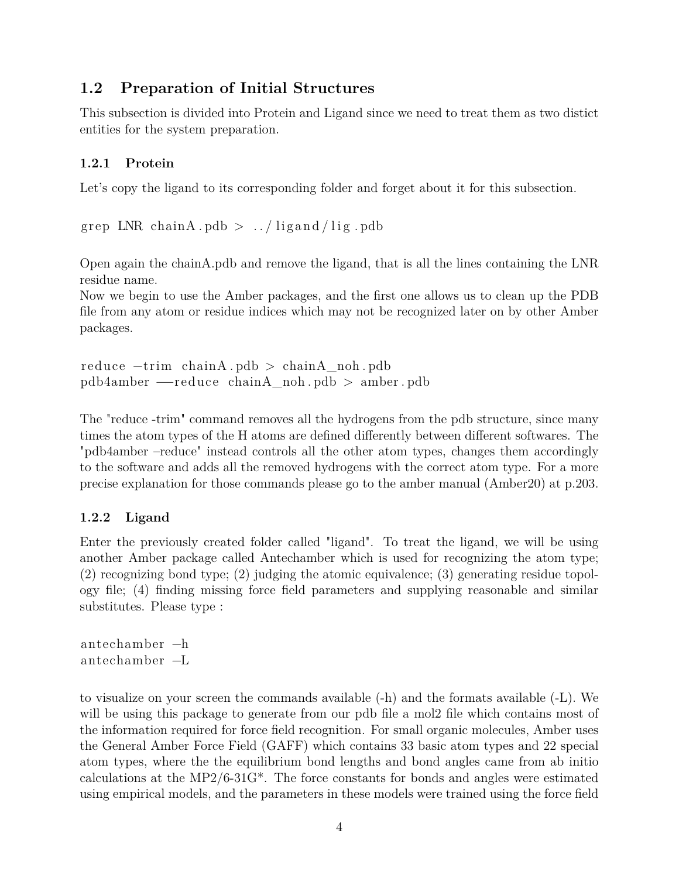## 1.2 Preparation of Initial Structures

This subsection is divided into Protein and Ligand since we need to treat them as two distict entities for the system preparation.

### 1.2.1 Protein

Let's copy the ligand to its corresponding folder and forget about it for this subsection.

```
grep LNR chainA.pdb > ../ligand/lig.pdb
```

Open again the chainA.pdb and remove the ligand, that is all the lines containing the LNR residue name.
Now we begin to use the Amber packages, and the first one allows us to clean up the PDB file from any atom or residue indices which may not be recognized later on by other Amber packages.

```
reduce -trim chainA.pdb > chainA_noh.pdb
pdb4amber --reduce chainA_noh.pdb > amber.pdb
```

The "reduce -trim" command removes all the hydrogens from the pdb structure, since many times the atom types of the H atoms are defined differently between different softwares. The "pdb4amber –reduce" instead controls all the other atom types, changes them accordingly to the software and adds all the removed hydrogens with the correct atom type. For a more precise explanation for those commands please go to the amber manual (Amber20) at p.203.

### 1.2.2 Ligand

Enter the previously created folder called "ligand". To treat the ligand, we will be using another Amber package called Antechamber which is used for recognizing the atom type; (2) recognizing bond type; (2) judging the atomic equivalence; (3) generating residue topology file; (4) finding missing force field parameters and supplying reasonable and similar substitutes. Please type :

```
antechamber -h
antechamber -L
```

to visualize on your screen the commands available (-h) and the formats available (-L). We will be using this package to generate from our pdb file a mol2 file which contains most of the information required for force field recognition. For small organic molecules, Amber uses the General Amber Force Field (GAFF) which contains 33 basic atom types and 22 special atom types, where the the equilibrium bond lengths and bond angles came from ab initio calculations at the MP2/6-31G*. The force constants for bonds and angles were estimated using empirical models, and the parameters in these models were trained using the force field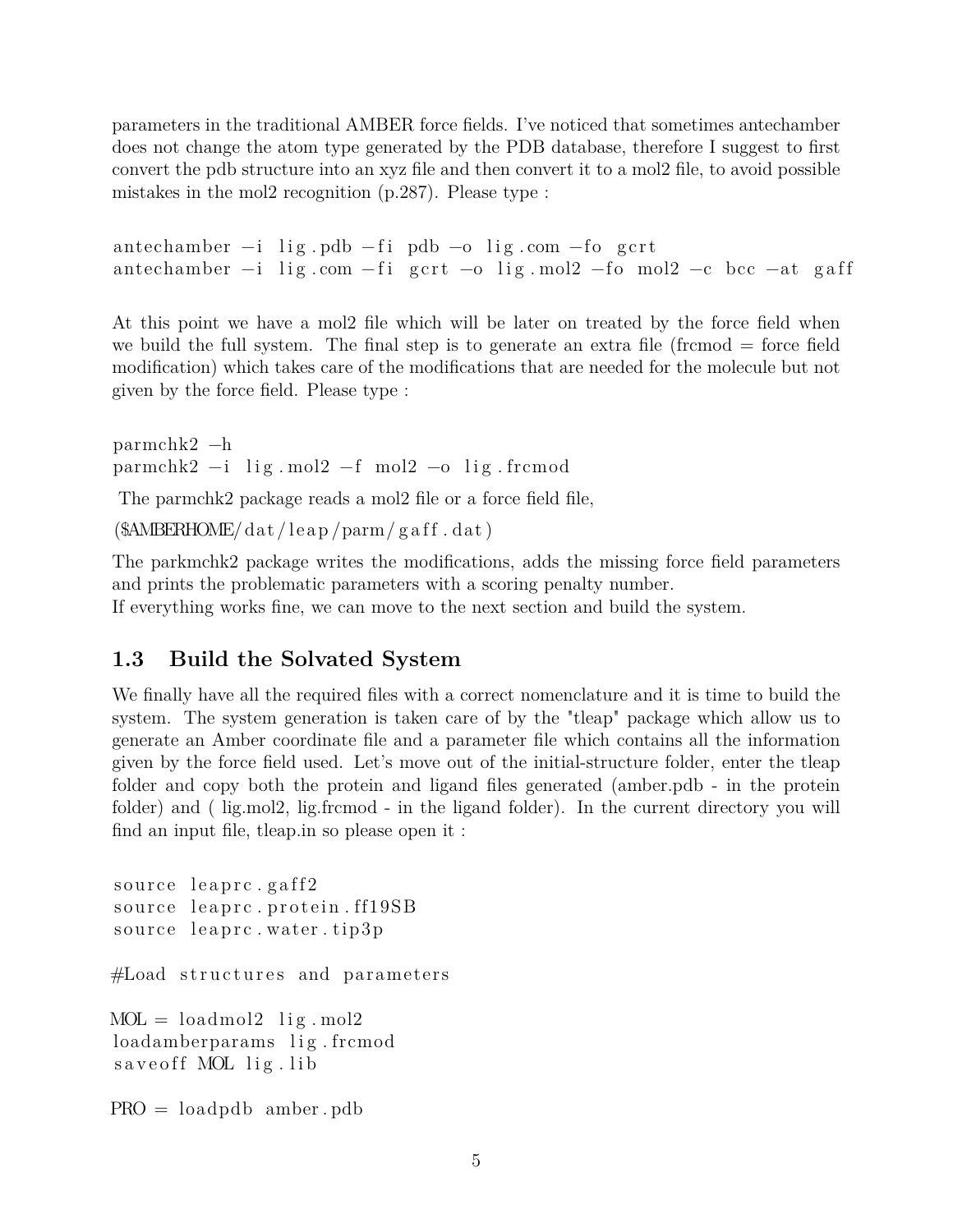parameters in the traditional AMBER force fields. I've noticed that sometimes antechamber does not change the atom type generated by the PDB database, therefore I suggest to first convert the pdb structure into an xyz file and then convert it to a mol2 file, to avoid possible mistakes in the mol2 recognition (p.287). Please type :

```
antechamber -i lig.pdb -fi pdb -o lig.com -fo gcrt
antechamber -i lig.com -fi gcrt -o lig.mol2 -fo mol2 -c bcc -at gaff
```

At this point we have a mol2 file which will be later on treated by the force field when we build the full system. The final step is to generate an extra file (frcmod = force field modification) which takes care of the modifications that are needed for the molecule but not given by the force field. Please type :

```
parmchk2 -h
parmchk2 -i lig.mol2 -f mol2 -o lig.frcmod
```

The parmchk2 package reads a mol2 file or a force field file,

```
($AMBERHOME/dat/leap/parm/gaff.dat)
```

The parkmchk2 package writes the modifications, adds the missing force field parameters and prints the problematic parameters with a scoring penalty number.
If everything works fine, we can move to the next section and build the system.

## 1.3 Build the Solvated System

We finally have all the required files with a correct nomenclature and it is time to build the system. The system generation is taken care of by the "tleap" package which allow us to generate an Amber coordinate file and a parameter file which contains all the information given by the force field used. Let's move out of the initial-structure folder, enter the tleap folder and copy both the protein and ligand files generated (amber.pdb - in the protein folder) and ( lig.mol2, lig.frcmod - in the ligand folder). In the current directory you will find an input file, tleap.in so please open it :

```
source leaprc.gaff2
source leaprc.protein.ff19SB
source leaprc.water.tip3p

#Load structures and parameters

MOL = loadmol2 lig.mol2
loadamberparams lig.frcmod
saveoff MOL lig.lib

PRO = loadpdb amber.pdb
```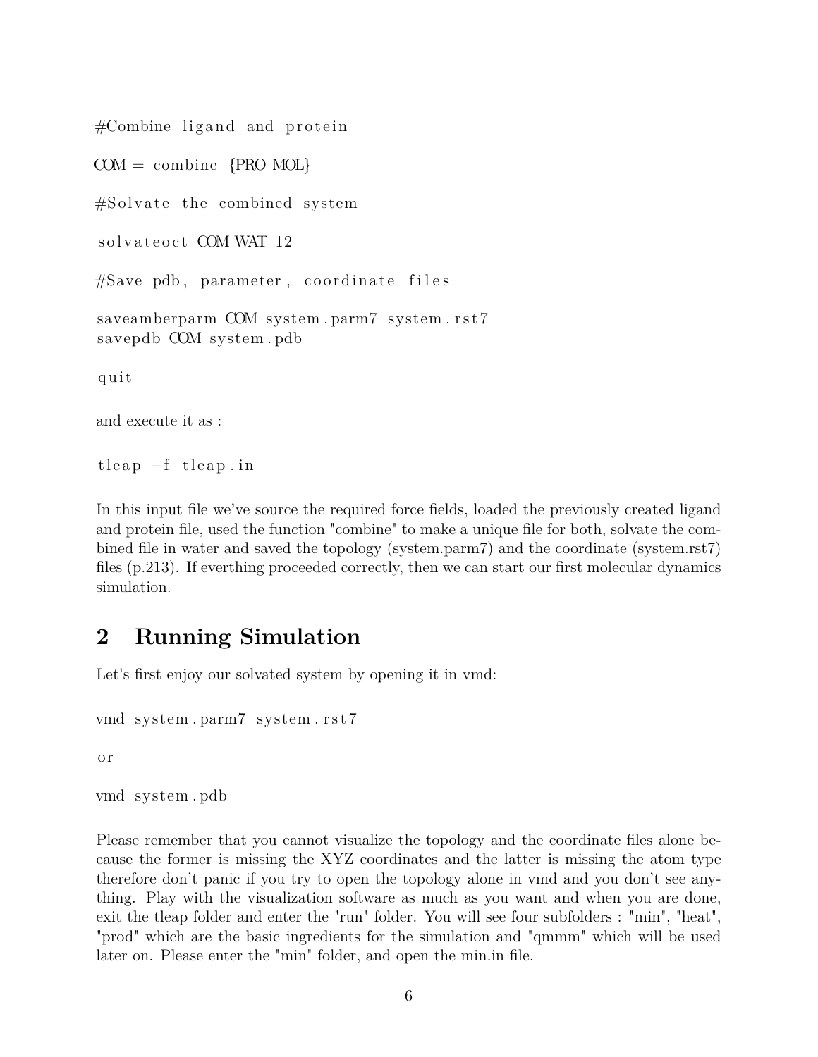```
#Combine ligand and protein

COM = combine {PRO MOL}

#Solvate the combined system

solvateoct COM WAT 12

#Save pdb, parameter, coordinate files

saveamberparm COM system.parm7 system.rst7
savepdb COM system.pdb

quit
```

and execute it as :

```
tleap -f tleap.in
```

In this input file we've source the required force fields, loaded the previously created ligand and protein file, used the function "combine" to make a unique file for both, solvate the combined file in water and saved the topology (system.parm7) and the coordinate (system.rst7) files (p.213). If everthing proceeded correctly, then we can start our first molecular dynamics simulation.

## 2 Running Simulation

Let's first enjoy our solvated system by opening it in vmd:

```
vmd system.parm7 system.rst7

or

vmd system.pdb
```

Please remember that you cannot visualize the topology and the coordinate files alone because the former is missing the XYZ coordinates and the latter is missing the atom type therefore don't panic if you try to open the topology alone in vmd and you don't see anything. Play with the visualization software as much as you want and when you are done, exit the tleap folder and enter the "run" folder. You will see four subfolders : "min", "heat", "prod" which are the basic ingredients for the simulation and "qmmm" which will be used later on. Please enter the "min" folder, and open the min.in file.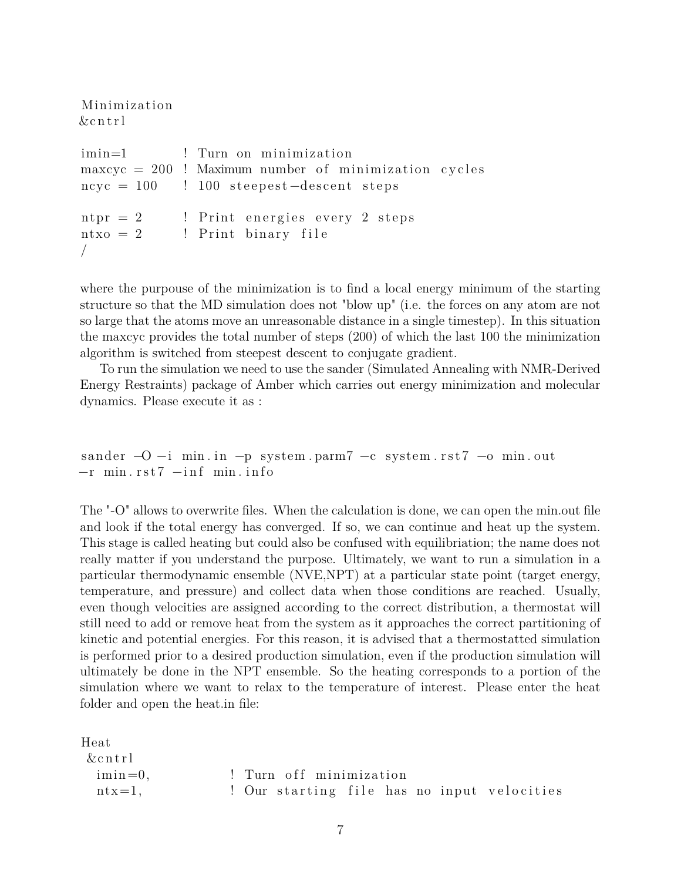```
Minimization
&cntrl

imin=1         ! Turn on minimization
maxcyc = 200   ! Maximum number of minimization cycles
ncyc = 100     ! 100 steepest-descent steps

ntpr = 2       ! Print energies every 2 steps
ntxo = 2       ! Print binary file
/
```

where the purpouse of the minimization is to find a local energy minimum of the starting structure so that the MD simulation does not "blow up" (i.e. the forces on any atom are not so large that the atoms move an unreasonable distance in a single timestep). In this situation the maxcyc provides the total number of steps (200) of which the last 100 the minimization algorithm is switched from steepest descent to conjugate gradient.

To run the simulation we need to use the sander (Simulated Annealing with NMR-Derived Energy Restraints) package of Amber which carries out energy minimization and molecular dynamics. Please execute it as :

```
sander -O -i min.in -p system.parm7 -c system.rst7 -o min.out
-r min.rst7 -inf min.info
```

The "-O" allows to overwrite files. When the calculation is done, we can open the min.out file and look if the total energy has converged. If so, we can continue and heat up the system. This stage is called heating but could also be confused with equilibriation; the name does not really matter if you understand the purpose. Ultimately, we want to run a simulation in a particular thermodynamic ensemble (NVE,NPT) at a particular state point (target energy, temperature, and pressure) and collect data when those conditions are reached. Usually, even though velocities are assigned according to the correct distribution, a thermostat will still need to add or remove heat from the system as it approaches the correct partitioning of kinetic and potential energies. For this reason, it is advised that a thermostatted simulation is performed prior to a desired production simulation, even if the production simulation will ultimately be done in the NPT ensemble. So the heating corresponds to a portion of the simulation where we want to relax to the temperature of interest. Please enter the heat folder and open the heat.in file:

```
Heat
 &cntrl
  imin=0,              ! Turn off minimization
  ntx=1,               ! Our starting file has no input velocities
```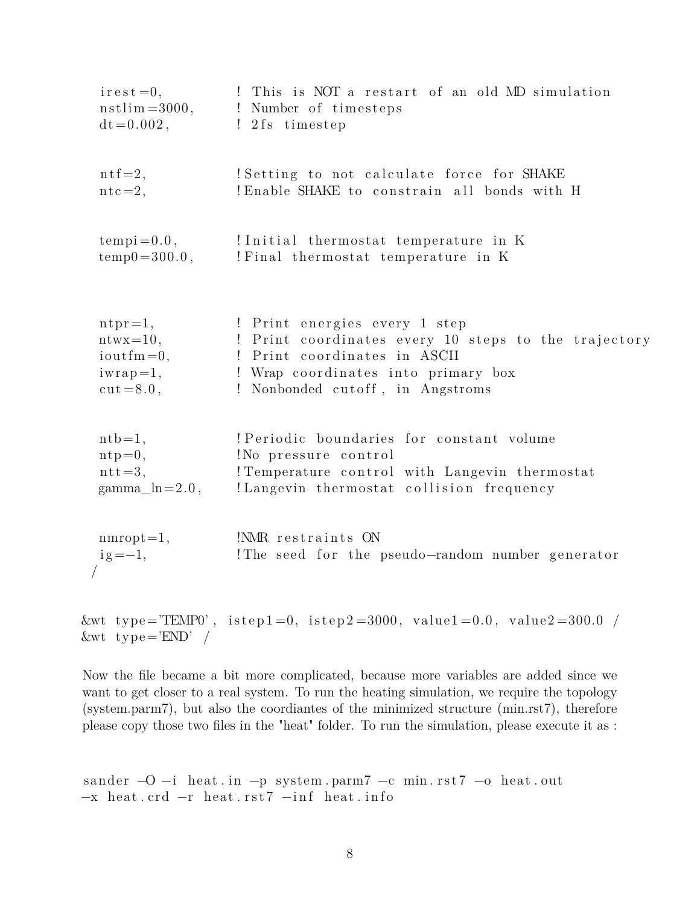```
  irest=0,            ! This is NOT a restart of an old MD simulation
  nstlim=3000,        ! Number of timesteps
  dt=0.002,           ! 2fs timestep


  ntf=2,              !Setting to not calculate force for SHAKE
  ntc=2,              !Enable SHAKE to constrain all bonds with H


  tempi=0.0,          !Initial thermostat temperature in K
  temp0=300.0,        !Final thermostat temperature in K



  ntpr=1,             ! Print energies every 1 step
  ntwx=10,            ! Print coordinates every 10 steps to the trajectory
  ioutfm=0,           ! Print coordinates in ASCII
  iwrap=1,            ! Wrap coordinates into primary box
  cut=8.0,            ! Nonbonded cutoff, in Angstroms


  ntb=1,              !Periodic boundaries for constant volume
  ntp=0,              !No pressure control
  ntt=3,              !Temperature control with Langevin thermostat
  gamma_ln=2.0,       !Langevin thermostat collision frequency


  nmropt=1,           !NMR restraints ON
  ig=-1,              !The seed for the pseudo-random number generator
 /

&wt type='TEMP0', istep1=0, istep2=3000, value1=0.0, value2=300.0 /
&wt type='END' /
```

Now the file became a bit more complicated, because more variables are added since we want to get closer to a real system. To run the heating simulation, we require the topology (system.parm7), but also the coordiantes of the minimized structure (min.rst7), therefore please copy those two files in the "heat" folder. To run the simulation, please execute it as :

```
sander -O -i heat.in -p system.parm7 -c min.rst7 -o heat.out
-x heat.crd -r heat.rst7 -inf heat.info
```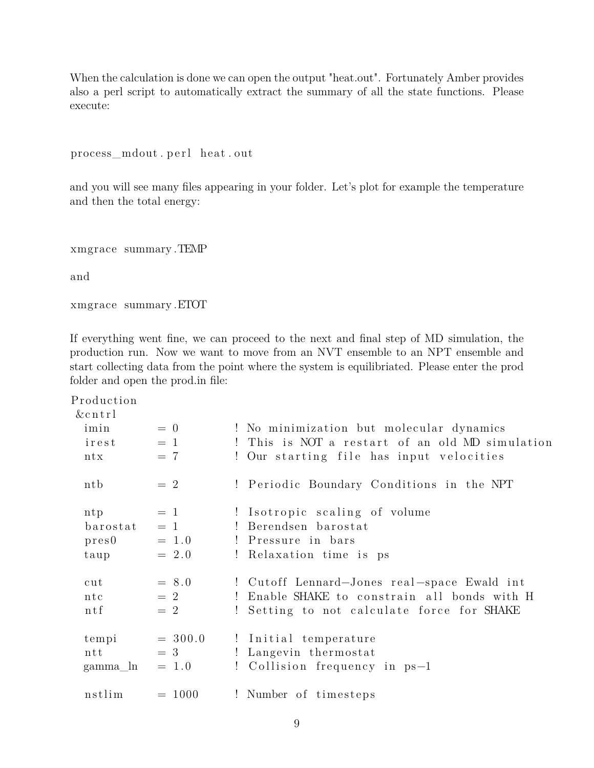When the calculation is done we can open the output "heat.out". Fortunately Amber provides also a perl script to automatically extract the summary of all the state functions. Please execute:

```
process_mdout.perl heat.out
```

and you will see many files appearing in your folder. Let's plot for example the temperature and then the total energy:

```
xmgrace summary.TEMP
```

and

```
xmgrace summary.ETOT
```

If everything went fine, we can proceed to the next and final step of MD simulation, the production run. Now we want to move from an NVT ensemble to an NPT ensemble and start collecting data from the point where the system is equilibriated. Please enter the prod folder and open the prod.in file:

```
Production
 &cntrl
  imin       = 0         ! No minimization but molecular dynamics
  irest      = 1         ! This is NOT a restart of an old MD simulation
  ntx        = 7         ! Our starting file has input velocities

  ntb        = 2         ! Periodic Boundary Conditions in the NPT

  ntp        = 1         ! Isotropic scaling of volume
  barostat   = 1         ! Berendsen barostat
  pres0      = 1.0       ! Pressure in bars
  taup       = 2.0       ! Relaxation time is ps

  cut        = 8.0       ! Cutoff Lennard-Jones real-space Ewald int
  ntc        = 2         ! Enable SHAKE to constrain all bonds with H
  ntf        = 2         ! Setting to not calculate force for SHAKE

  tempi      = 300.0     ! Initial temperature
  ntt        = 3         ! Langevin thermostat
  gamma_ln   = 1.0       ! Collision frequency in ps-1

  nstlim     = 1000      ! Number of timesteps
```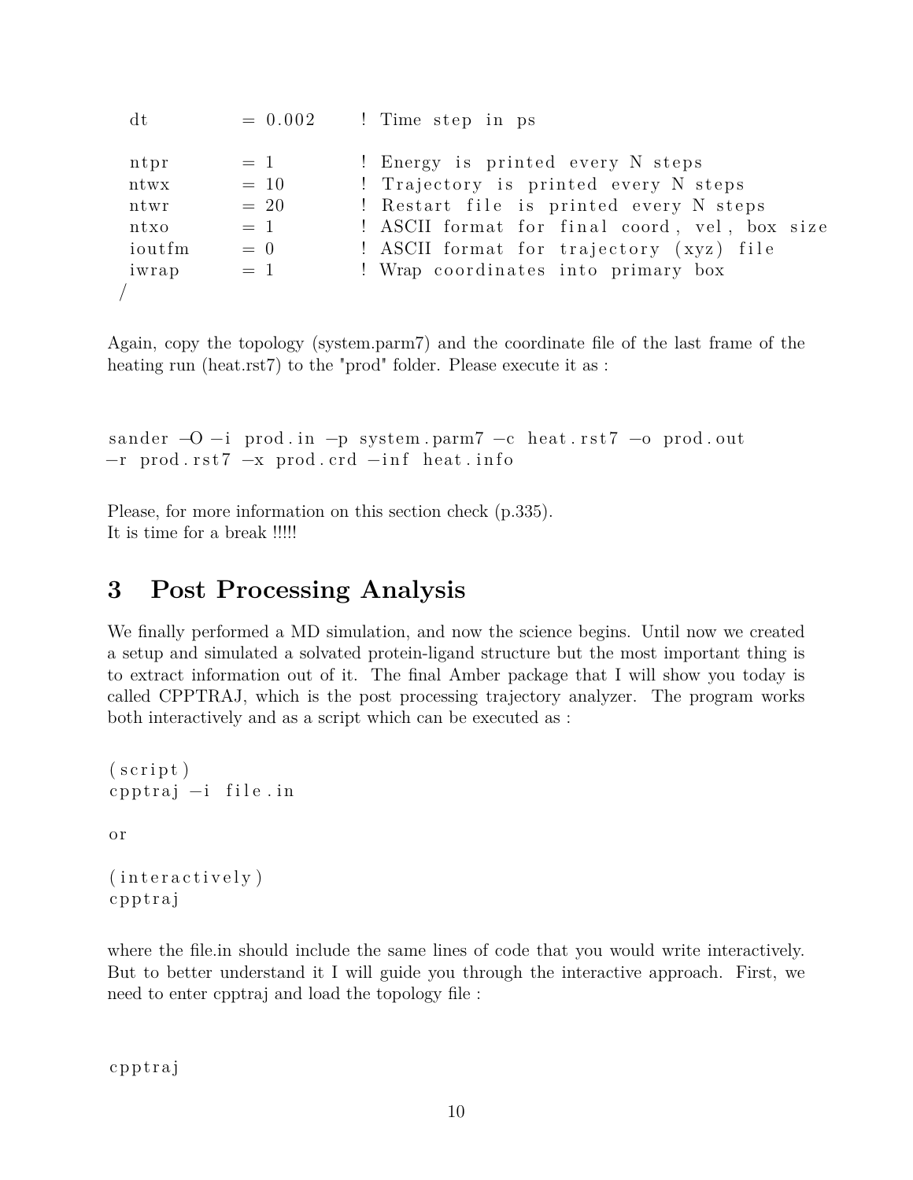```
  dt          = 0.002     ! Time step in ps

  ntpr        = 1         ! Energy is printed every N steps
  ntwx        = 10        ! Trajectory is printed every N steps
  ntwr        = 20        ! Restart file is printed every N steps
  ntxo        = 1         ! ASCII format for final coord, vel, box size
  ioutfm      = 0         ! ASCII format for trajectory (xyz) file
  iwrap       = 1         ! Wrap coordinates into primary box
 /
```

Again, copy the topology (system.parm7) and the coordinate file of the last frame of the heating run (heat.rst7) to the "prod" folder. Please execute it as :

```
sander -O -i prod.in -p system.parm7 -c heat.rst7 -o prod.out
-r prod.rst7 -x prod.crd -inf heat.info
```

Please, for more information on this section check (p.335).
It is time for a break !!!!!

# 3 Post Processing Analysis

We finally performed a MD simulation, and now the science begins. Until now we created a setup and simulated a solvated protein-ligand structure but the most important thing is to extract information out of it. The final Amber package that I will show you today is called CPPTRAJ, which is the post processing trajectory analyzer. The program works both interactively and as a script which can be executed as :

```
(script)
cpptraj -i file.in

or

(interactively)
cpptraj
```

where the file.in should include the same lines of code that you would write interactively. But to better understand it I will guide you through the interactive approach. First, we need to enter cpptraj and load the topology file :

```
cpptraj
```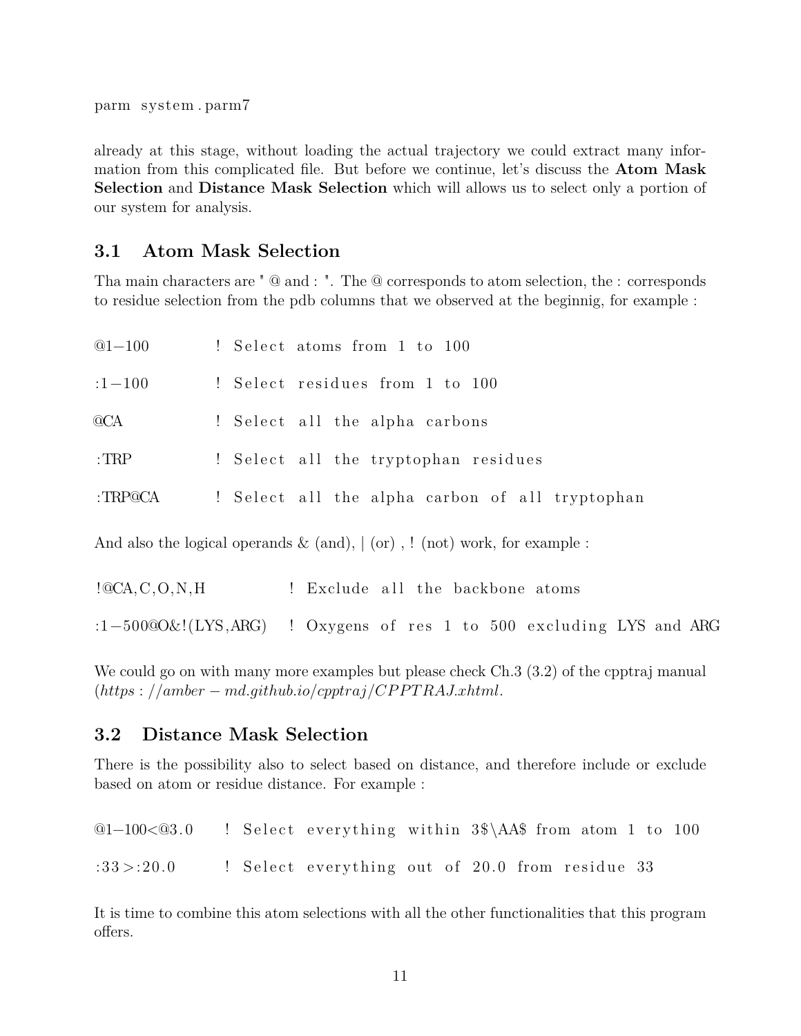```
parm system.parm7
```

already at this stage, without loading the actual trajectory we could extract many information from this complicated file. But before we continue, let's discuss the **Atom Mask Selection** and **Distance Mask Selection** which will allows us to select only a portion of our system for analysis.

## 3.1 Atom Mask Selection

Tha main characters are " @ and : ". The @ corresponds to atom selection, the : corresponds to residue selection from the pdb columns that we observed at the beginnig, for example :

```
@1-100          ! Select atoms from 1 to 100

:1-100          ! Select residues from 1 to 100

@CA             ! Select all the alpha carbons

:TRP            ! Select all the tryptophan residues

:TRP@CA         ! Select all the alpha carbon of all tryptophan
```

And also the logical operands & (and), | (or) , ! (not) work, for example :

```
!@CA,C,O,N,H              ! Exclude all the backbone atoms

:1-500@O&!(LYS,ARG)   ! Oxygens of res 1 to 500 excluding LYS and ARG
```

We could go on with many more examples but please check Ch.3 (3.2) of the cpptraj manual (*https://amber-md.github.io/cpptraj/CPPTRAJ.xhtml*.

## 3.2 Distance Mask Selection

There is the possibility also to select based on distance, and therefore include or exclude based on atom or residue distance. For example :

```
@1-100<@3.0     ! Select everything within 3$\AA$ from atom 1 to 100

:33>:20.0       ! Select everything out of 20.0 from residue 33
```

It is time to combine this atom selections with all the other functionalities that this program offers.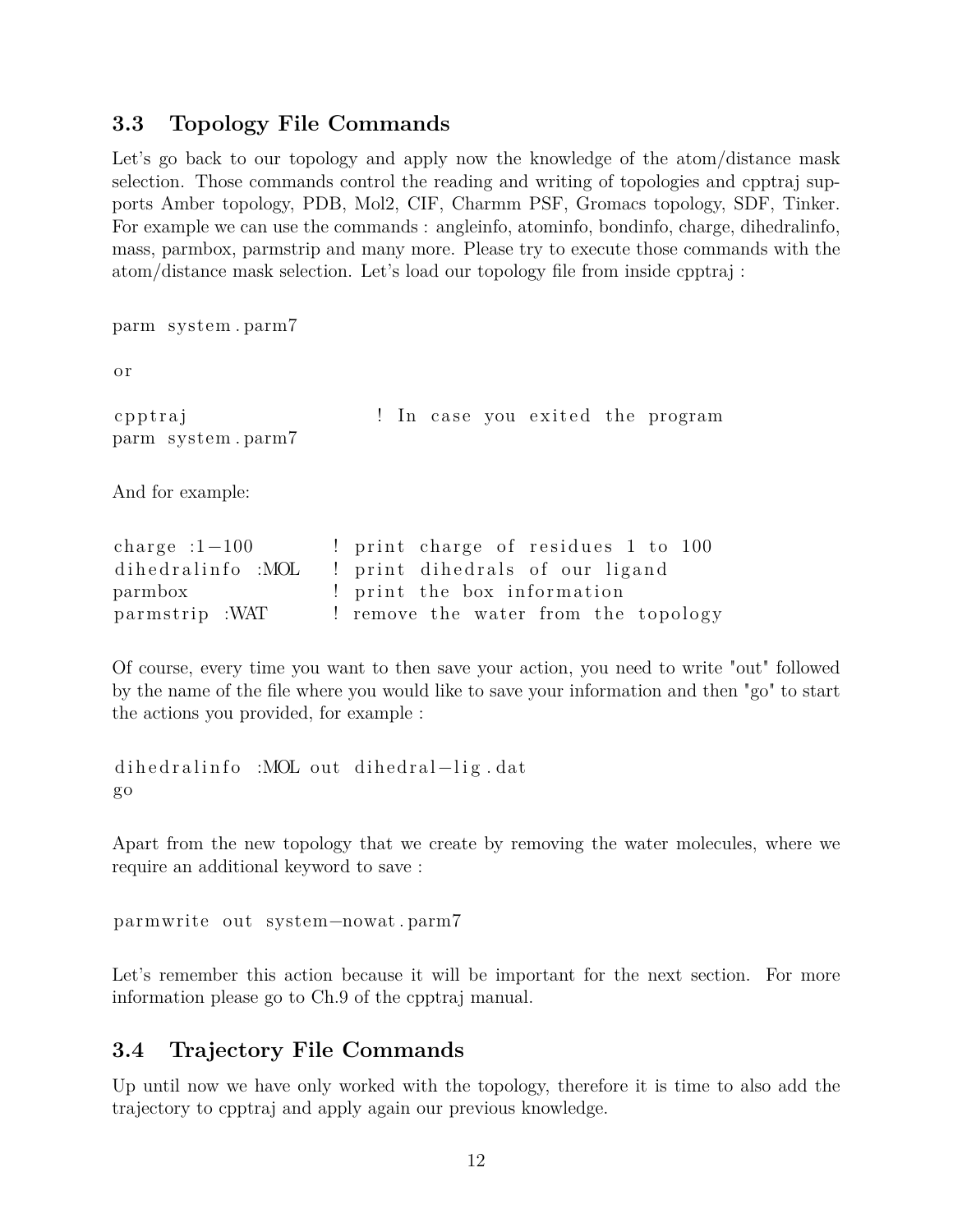## 3.3 Topology File Commands

Let's go back to our topology and apply now the knowledge of the atom/distance mask selection. Those commands control the reading and writing of topologies and cpptraj supports Amber topology, PDB, Mol2, CIF, Charmm PSF, Gromacs topology, SDF, Tinker. For example we can use the commands : angleinfo, atominfo, bondinfo, charge, dihedralinfo, mass, parmbox, parmstrip and many more. Please try to execute those commands with the atom/distance mask selection. Let's load our topology file from inside cpptraj :

```
parm system.parm7
```

or

```
cpptraj                ! In case you exited the program
parm system.parm7
```

And for example:

```
charge :1-100        ! print charge of residues 1 to 100
dihedralinfo :MOL    ! print dihedrals of our ligand
parmbox              ! print the box information
parmstrip :WAT       ! remove the water from the topology
```

Of course, every time you want to then save your action, you need to write "out" followed by the name of the file where you would like to save your information and then "go" to start the actions you provided, for example :

```
dihedralinfo :MOL out dihedral-lig.dat
go
```

Apart from the new topology that we create by removing the water molecules, where we require an additional keyword to save :

```
parmwrite out system-nowat.parm7
```

Let's remember this action because it will be important for the next section. For more information please go to Ch.9 of the cpptraj manual.

## 3.4 Trajectory File Commands

Up until now we have only worked with the topology, therefore it is time to also add the trajectory to cpptraj and apply again our previous knowledge.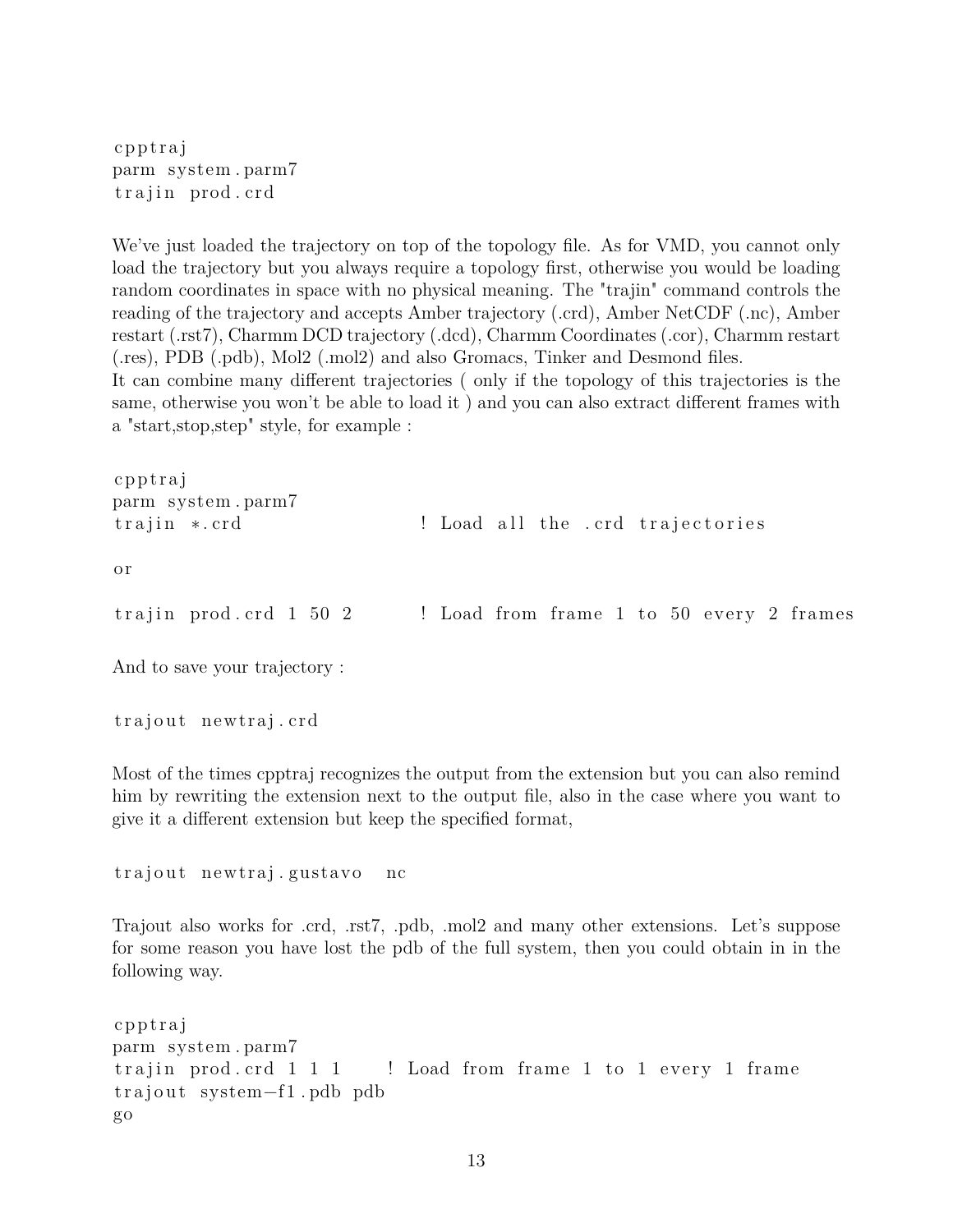```
cpptraj
parm system.parm7
trajin prod.crd
```

We've just loaded the trajectory on top of the topology file. As for VMD, you cannot only load the trajectory but you always require a topology first, otherwise you would be loading random coordinates in space with no physical meaning. The "trajin" command controls the reading of the trajectory and accepts Amber trajectory (.crd), Amber NetCDF (.nc), Amber restart (.rst7), Charmm DCD trajectory (.dcd), Charmm Coordinates (.cor), Charmm restart (.res), PDB (.pdb), Mol2 (.mol2) and also Gromacs, Tinker and Desmond files.
It can combine many different trajectories ( only if the topology of this trajectories is the same, otherwise you won't be able to load it ) and you can also extract different frames with a "start,stop,step" style, for example :

```
cpptraj
parm system.parm7
trajin *.crd                ! Load all the .crd trajectories

or

trajin prod.crd 1 50 2      ! Load from frame 1 to 50 every 2 frames
```

And to save your trajectory :

```
trajout newtraj.crd
```

Most of the times cpptraj recognizes the output from the extension but you can also remind him by rewriting the extension next to the output file, also in the case where you want to give it a different extension but keep the specified format,

```
trajout newtraj.gustavo  nc
```

Trajout also works for .crd, .rst7, .pdb, .mol2 and many other extensions. Let's suppose for some reason you have lost the pdb of the full system, then you could obtain in in the following way.

```
cpptraj
parm system.parm7
trajin prod.crd 1 1 1    ! Load from frame 1 to 1 every 1 frame
trajout system-f1.pdb pdb
go
```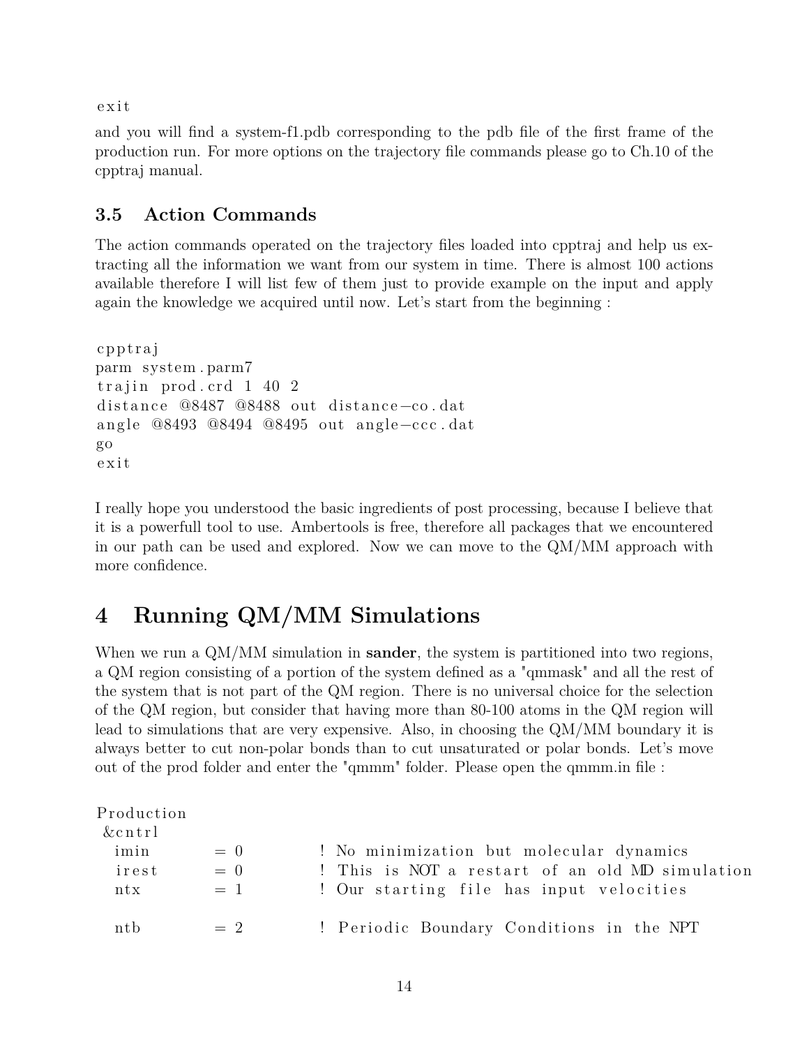```
exit
```

and you will find a system-f1.pdb corresponding to the pdb file of the first frame of the production run. For more options on the trajectory file commands please go to Ch.10 of the cpptraj manual.

### 3.5 Action Commands

The action commands operated on the trajectory files loaded into cpptraj and help us extracting all the information we want from our system in time. There is almost 100 actions available therefore I will list few of them just to provide example on the input and apply again the knowledge we acquired until now. Let's start from the beginning :

```
cpptraj
parm system.parm7
trajin prod.crd 1 40 2
distance @8487 @8488 out distance-co.dat
angle @8493 @8494 @8495 out angle-ccc.dat
go
exit
```

I really hope you understood the basic ingredients of post processing, because I believe that it is a powerfull tool to use. Ambertools is free, therefore all packages that we encountered in our path can be used and explored. Now we can move to the QM/MM approach with more confidence.

## 4 Running QM/MM Simulations

When we run a QM/MM simulation in **sander**, the system is partitioned into two regions, a QM region consisting of a portion of the system defined as a "qmmask" and all the rest of the system that is not part of the QM region. There is no universal choice for the selection of the QM region, but consider that having more than 80-100 atoms in the QM region will lead to simulations that are very expensive. Also, in choosing the QM/MM boundary it is always better to cut non-polar bonds than to cut unsaturated or polar bonds. Let's move out of the prod folder and enter the "qmmm" folder. Please open the qmmm.in file :

```
Production
 &cntrl
  imin       = 0          ! No minimization but molecular dynamics
  irest      = 0          ! This is NOT a restart of an old MD simulation
  ntx        = 1          ! Our starting file has input velocities

  ntb        = 2          ! Periodic Boundary Conditions in the NPT
```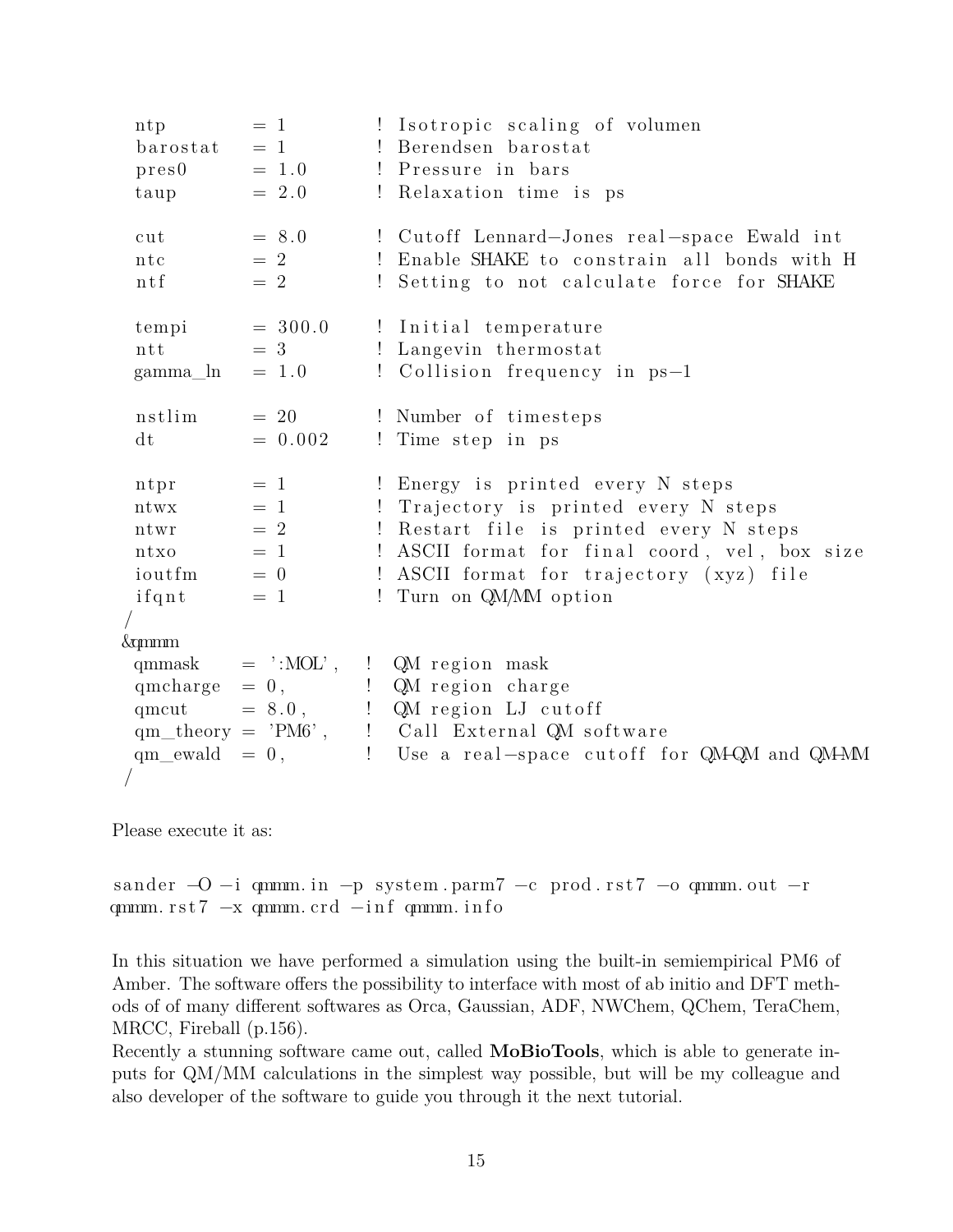```
  ntp         = 1         ! Isotropic scaling of volumen
  barostat    = 1         ! Berendsen barostat
  pres0       = 1.0       ! Pressure in bars
  taup        = 2.0       ! Relaxation time is ps

  cut         = 8.0       ! Cutoff Lennard-Jones real-space Ewald int
  ntc         = 2         ! Enable SHAKE to constrain all bonds with H
  ntf         = 2         ! Setting to not calculate force for SHAKE

  tempi       = 300.0     ! Initial temperature
  ntt         = 3         ! Langevin thermostat
  gamma_ln    = 1.0       ! Collision frequency in ps-1

  nstlim      = 20        ! Number of timesteps
  dt          = 0.002     ! Time step in ps

  ntpr        = 1         ! Energy is printed every N steps
  ntwx        = 1         ! Trajectory is printed every N steps
  ntwr        = 2         ! Restart file is printed every N steps
  ntxo        = 1         ! ASCII format for final coord, vel, box size
  ioutfm      = 0         ! ASCII format for trajectory (xyz) file
  ifqnt       = 1         ! Turn on QM/MM option
 /
 &qmmm
  qmmask     = ':MOL',   !  QM region mask
  qmcharge   = 0,        !  QM region charge
  qmcut      = 8.0,      !  QM region LJ cutoff
  qm_theory  = 'PM6',    !  Call External QM software
  qm_ewald   = 0,        !  Use a real-space cutoff for QM-QM and QM-MM
 /
```

Please execute it as:

```
sander -O -i qmmm.in -p system.parm7 -c prod.rst7 -o qmmm.out -r
qmmm.rst7 -x qmmm.crd -inf qmmm.info
```

In this situation we have performed a simulation using the built-in semiempirical PM6 of Amber. The software offers the possibility to interface with most of ab initio and DFT methods of of many different softwares as Orca, Gaussian, ADF, NWChem, QChem, TeraChem, MRCC, Fireball (p.156).
Recently a stunning software came out, called **MoBioTools**, which is able to generate inputs for QM/MM calculations in the simplest way possible, but will be my colleague and also developer of the software to guide you through it the next tutorial.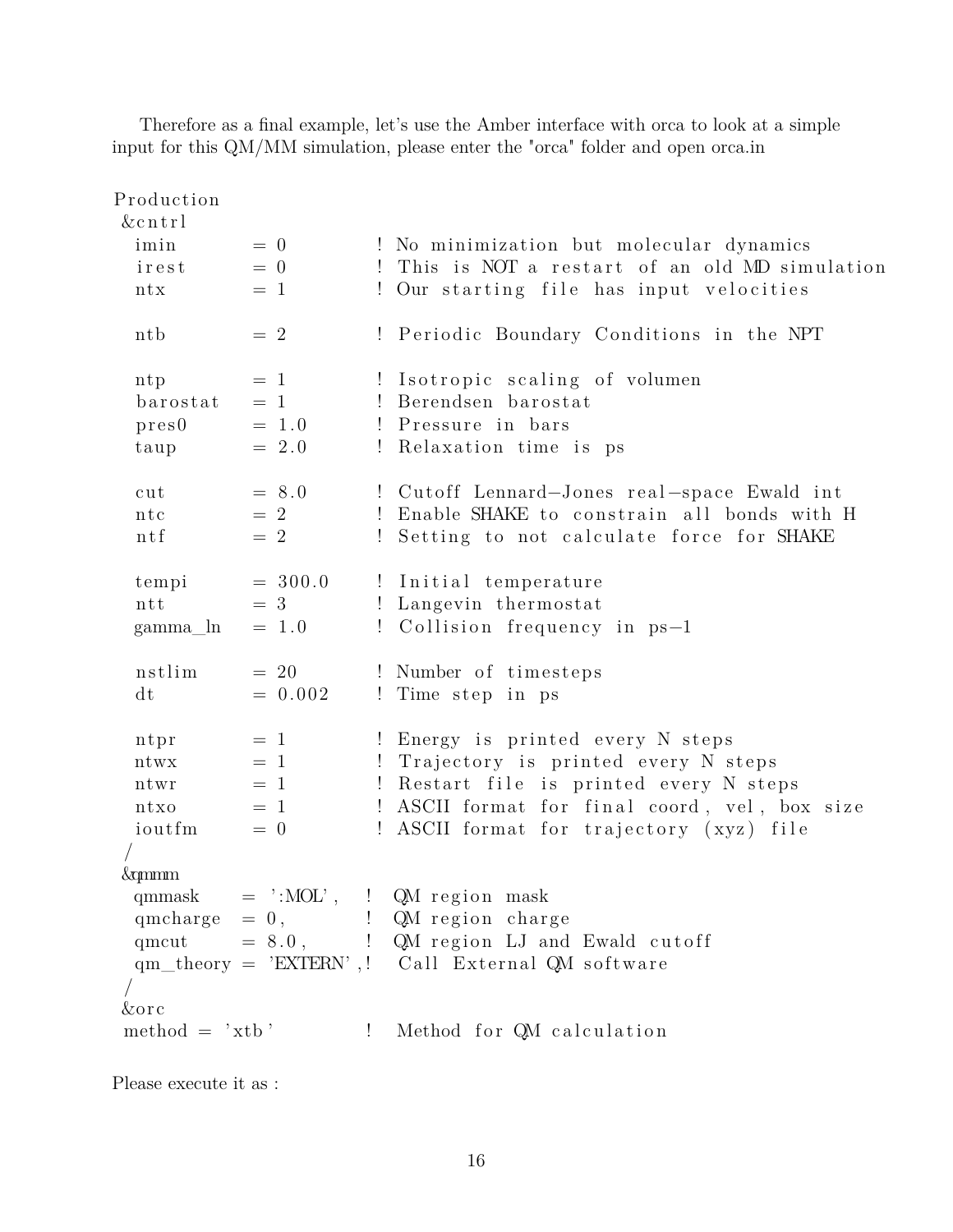Therefore as a final example, let's use the Amber interface with orca to look at a simple input for this QM/MM simulation, please enter the "orca" folder and open orca.in

```
Production
 &cntrl
  imin       = 0        ! No minimization but molecular dynamics
  irest      = 0        ! This is NOT a restart of an old MD simulation
  ntx        = 1        ! Our starting file has input velocities

  ntb        = 2        ! Periodic Boundary Conditions in the NPT

  ntp        = 1        ! Isotropic scaling of volumen
  barostat   = 1        ! Berendsen barostat
  pres0      = 1.0      ! Pressure in bars
  taup       = 2.0      ! Relaxation time is ps

  cut        = 8.0      ! Cutoff Lennard-Jones real-space Ewald int
  ntc        = 2        ! Enable SHAKE to constrain all bonds with H
  ntf        = 2        ! Setting to not calculate force for SHAKE

  tempi      = 300.0    ! Initial temperature
  ntt        = 3        ! Langevin thermostat
  gamma_ln   = 1.0      ! Collision frequency in ps-1

  nstlim     = 20       ! Number of timesteps
  dt         = 0.002    ! Time step in ps

  ntpr       = 1        ! Energy is printed every N steps
  ntwx       = 1        ! Trajectory is printed every N steps
  ntwr       = 1        ! Restart file is printed every N steps
  ntxo       = 1        ! ASCII format for final coord, vel, box size
  ioutfm     = 0        ! ASCII format for trajectory (xyz) file
 /
 &qmmm
  qmmask    = ':MOL',   ! QM region mask
  qmcharge  = 0,        ! QM region charge
  qmcut     = 8.0,      ! QM region LJ and Ewald cutoff
  qm_theory = 'EXTERN',!  Call External QM software
 /
 &orc
 method = 'xtb'         ! Method for QM calculation
```

Please execute it as :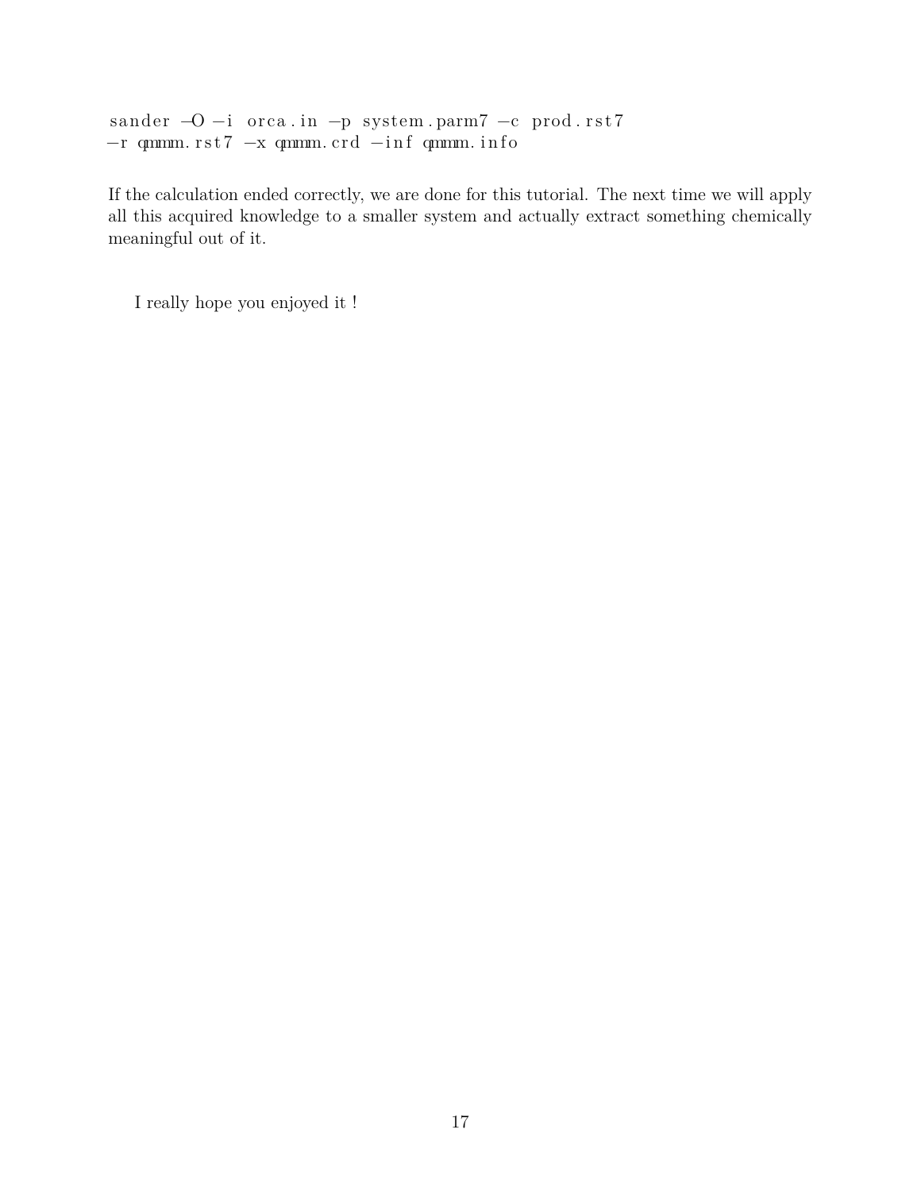```
sander -O -i orca.in -p system.parm7 -c prod.rst7
-r qmmm.rst7 -x qmmm.crd -inf qmmm.info
```

If the calculation ended correctly, we are done for this tutorial. The next time we will apply all this acquired knowledge to a smaller system and actually extract something chemically meaningful out of it.

I really hope you enjoyed it !